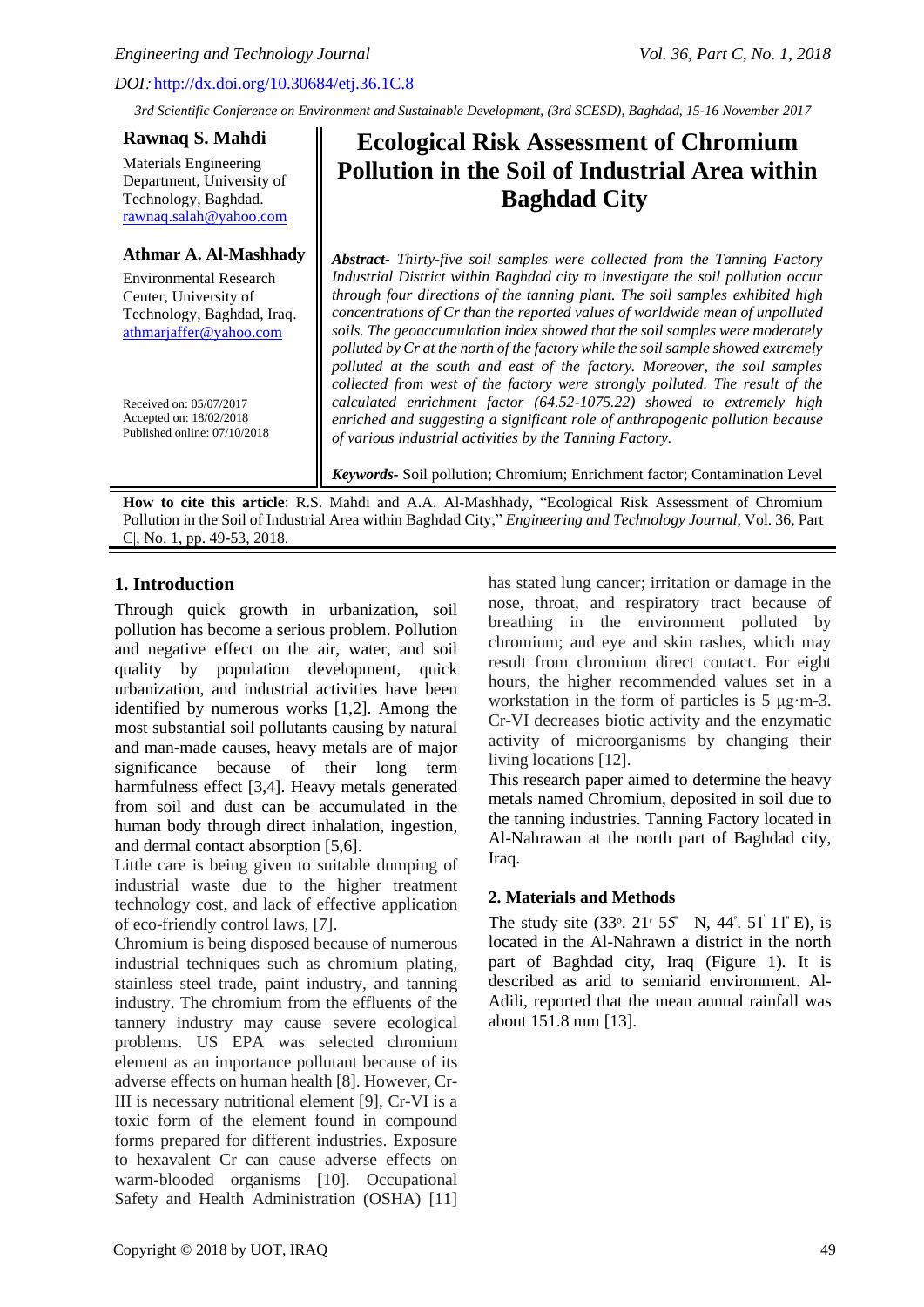DOI: http://dx.doi.org/10.30684/etj.36.1C.8

*3rd Scientific Conference on Environment and Sustainable Development, (3rd SCESD), Baghdad, 15-16 November 2017*

# Ecological Risk Assessment of Chromium Pollution in the Soil of Industrial Area within Baghdad City

**Rawnaq S. Mahdi**
Materials Engineering Department, University of Technology, Baghdad.
rawnaq.salah@yahoo.com

**Athmar A. Al-Mashhady**
Environmental Research Center, University of Technology, Baghdad, Iraq.
athmarjaffer@yahoo.com

Received on: 05/07/2017
Accepted on: 18/02/2018
Published online: 07/10/2018

***Abstract-*** *Thirty-five soil samples were collected from the Tanning Factory Industrial District within Baghdad city to investigate the soil pollution occur through four directions of the tanning plant. The soil samples exhibited high concentrations of Cr than the reported values of worldwide mean of unpolluted soils. The geoaccumulation index showed that the soil samples were moderately polluted by Cr at the north of the factory while the soil sample showed extremely polluted at the south and east of the factory. Moreover, the soil samples collected from west of the factory were strongly polluted. The result of the calculated enrichment factor (64.52-1075.22) showed to extremely high enriched and suggesting a significant role of anthropogenic pollution because of various industrial activities by the Tanning Factory.*

***Keywords-*** Soil pollution; Chromium; Enrichment factor; Contamination Level

**How to cite this article**: R.S. Mahdi and A.A. Al-Mashhady, "Ecological Risk Assessment of Chromium Pollution in the Soil of Industrial Area within Baghdad City," *Engineering and Technology Journal*, Vol. 36, Part C, No. 1, pp. 49-53, 2018.

## 1. Introduction

Through quick growth in urbanization, soil pollution has become a serious problem. Pollution and negative effect on the air, water, and soil quality by population development, quick urbanization, and industrial activities have been identified by numerous works [1,2]. Among the most substantial soil pollutants causing by natural and man-made causes, heavy metals are of major significance because of their long term harmfulness effect [3,4]. Heavy metals generated from soil and dust can be accumulated in the human body through direct inhalation, ingestion, and dermal contact absorption [5,6].

Little care is being given to suitable dumping of industrial waste due to the higher treatment technology cost, and lack of effective application of eco-friendly control laws, [7].

Chromium is being disposed because of numerous industrial techniques such as chromium plating, stainless steel trade, paint industry, and tanning industry. The chromium from the effluents of the tannery industry may cause severe ecological problems. US EPA was selected chromium element as an importance pollutant because of its adverse effects on human health [8]. However, Cr-III is necessary nutritional element [9], Cr-VI is a toxic form of the element found in compound forms prepared for different industries. Exposure to hexavalent Cr can cause adverse effects on warm-blooded organisms [10]. Occupational Safety and Health Administration (OSHA) [11] has stated lung cancer; irritation or damage in the nose, throat, and respiratory tract because of breathing in the environment polluted by chromium; and eye and skin rashes, which may result from chromium direct contact. For eight hours, the higher recommended values set in a workstation in the form of particles is 5 μg·m-3. Cr-VI decreases biotic activity and the enzymatic activity of microorganisms by changing their living locations [12].

This research paper aimed to determine the heavy metals named Chromium, deposited in soil due to the tanning industries. Tanning Factory located in Al-Nahrawan at the north part of Baghdad city, Iraq.

## 2. Materials and Methods

The study site (33°. 21′ 55″ N, 44°. 51′ 11″ E), is located in the Al-Nahrawn a district in the north part of Baghdad city, Iraq (Figure 1). It is described as arid to semiarid environment. Al-Adili, reported that the mean annual rainfall was about 151.8 mm [13].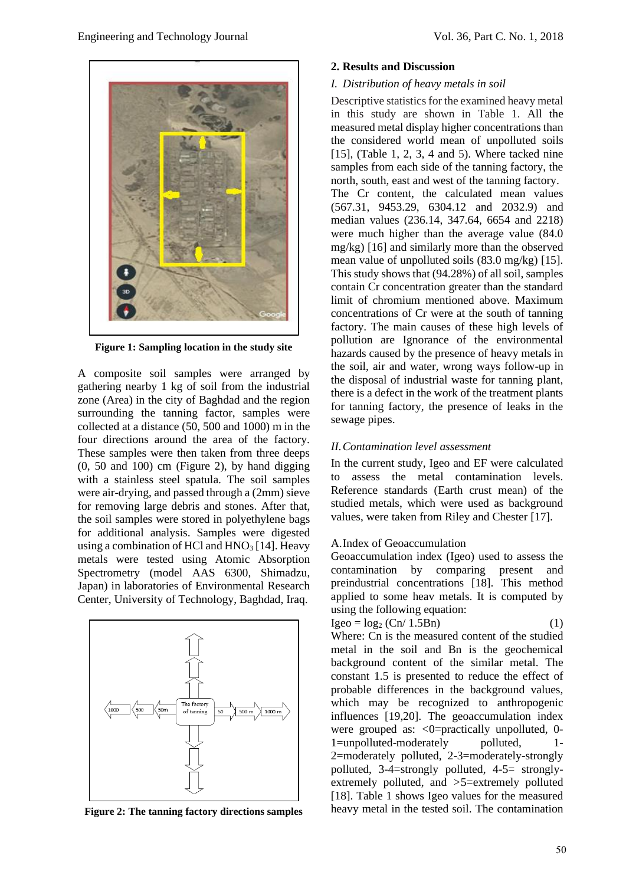Figure 1: Sampling location in the study site

A composite soil samples were arranged by gathering nearby 1 kg of soil from the industrial zone (Area) in the city of Baghdad and the region surrounding the tanning factor, samples were collected at a distance (50, 500 and 1000) m in the four directions around the area of the factory. These samples were then taken from three deeps (0, 50 and 100) cm (Figure 2), by hand digging with a stainless steel spatula. The soil samples were air-drying, and passed through a (2mm) sieve for removing large debris and stones. After that, the soil samples were stored in polyethylene bags for additional analysis. Samples were digested using a combination of HCl and $HNO_3$ [14]. Heavy metals were tested using Atomic Absorption Spectrometry (model AAS 6300, Shimadzu, Japan) in laboratories of Environmental Research Center, University of Technology, Baghdad, Iraq.

Figure 2: The tanning factory directions samples

## 2. Results and Discussion

### *I. Distribution of heavy metals in soil*

Descriptive statistics for the examined heavy metal in this study are shown in Table 1. All the measured metal display higher concentrations than the considered world mean of unpolluted soils [15], (Table 1, 2, 3, 4 and 5). Where tacked nine samples from each side of the tanning factory, the north, south, east and west of the tanning factory. The Cr content, the calculated mean values (567.31, 9453.29, 6304.12 and 2032.9) and median values (236.14, 347.64, 6654 and 2218) were much higher than the average value (84.0 mg/kg) [16] and similarly more than the observed mean value of unpolluted soils (83.0 mg/kg) [15]. This study shows that (94.28%) of all soil, samples contain Cr concentration greater than the standard limit of chromium mentioned above. Maximum concentrations of Cr were at the south of tanning factory. The main causes of these high levels of pollution are Ignorance of the environmental hazards caused by the presence of heavy metals in the soil, air and water, wrong ways follow-up in the disposal of industrial waste for tanning plant, there is a defect in the work of the treatment plants for tanning factory, the presence of leaks in the sewage pipes.

### *II. Contamination level assessment*

In the current study, Igeo and EF were calculated to assess the metal contamination levels. Reference standards (Earth crust mean) of the studied metals, which were used as background values, were taken from Riley and Chester [17].

A. Index of Geoaccumulation

Geoaccumulation index (Igeo) used to assess the contamination by comparing present and preindustrial concentrations [18]. This method applied to some heav metals. It is computed by using the following equation:

$$Igeo = \log_2 (Cn/ 1.5Bn) \qquad (1)$$

Where: Cn is the measured content of the studied metal in the soil and Bn is the geochemical background content of the similar metal. The constant 1.5 is presented to reduce the effect of probable differences in the background values, which may be recognized to anthropogenic influences [19,20]. The geoaccumulation index were grouped as: <0=practically unpolluted, 0-1=unpolluted-moderately polluted, 1-2=moderately polluted, 2-3=moderately-strongly polluted, 3-4=strongly polluted, 4-5= strongly-extremely polluted, and >5=extremely polluted [18]. Table 1 shows Igeo values for the measured heavy metal in the tested soil. The contamination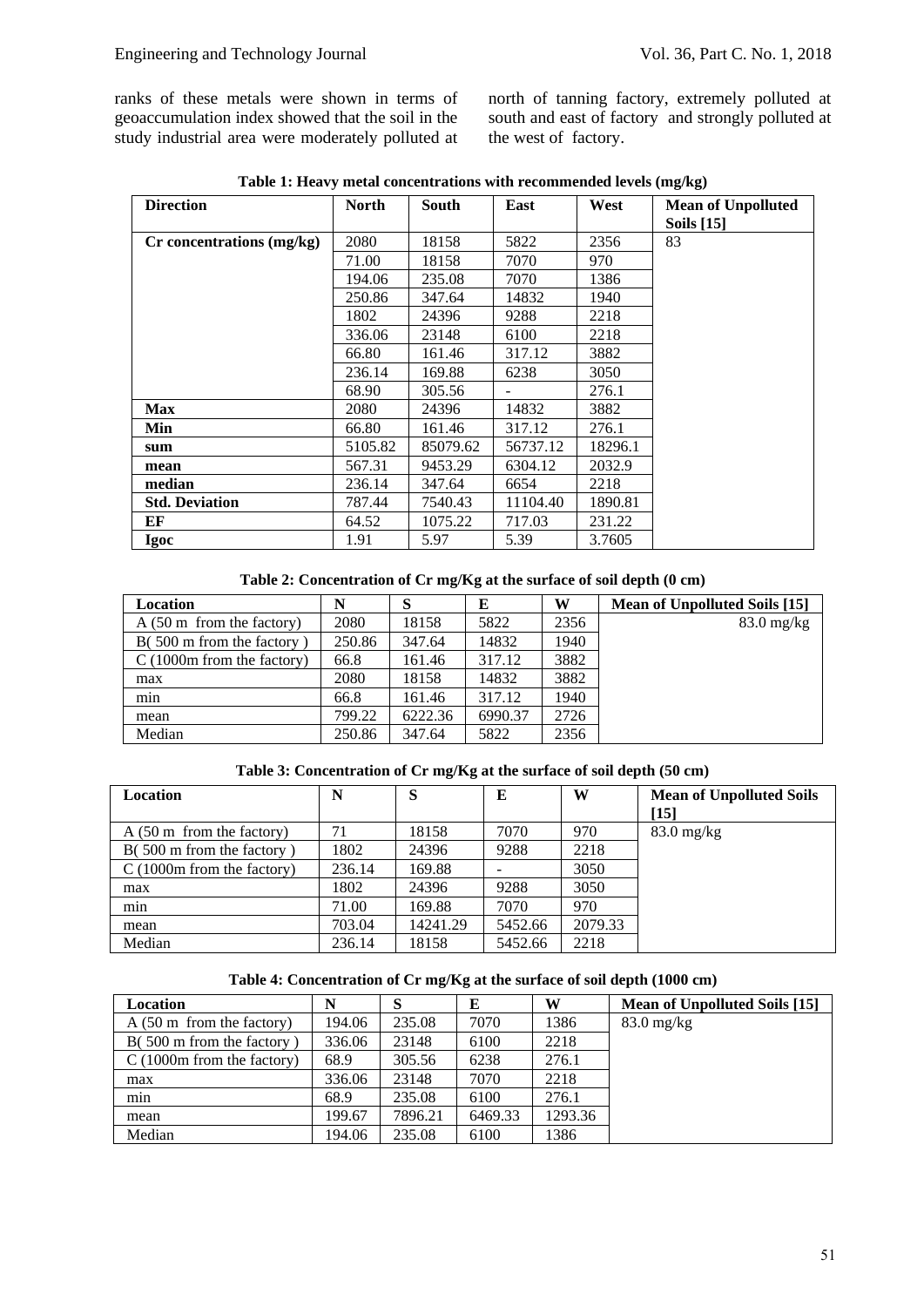ranks of these metals were shown in terms of geoaccumulation index showed that the soil in the study industrial area were moderately polluted at north of tanning factory, extremely polluted at south and east of factory and strongly polluted at the west of factory.

**Table 1: Heavy metal concentrations with recommended levels (mg/kg)**

| Direction | North | South | East | West | Mean of Unpolluted Soils [15] |
|---|---|---|---|---|---|
| **Cr concentrations (mg/kg)** | 2080 | 18158 | 5822 | 2356 | 83 |
| | 71.00 | 18158 | 7070 | 970 | |
| | 194.06 | 235.08 | 7070 | 1386 | |
| | 250.86 | 347.64 | 14832 | 1940 | |
| | 1802 | 24396 | 9288 | 2218 | |
| | 336.06 | 23148 | 6100 | 2218 | |
| | 66.80 | 161.46 | 317.12 | 3882 | |
| | 236.14 | 169.88 | 6238 | 3050 | |
| | 68.90 | 305.56 | - | 276.1 | |
| **Max** | 2080 | 24396 | 14832 | 3882 | |
| **Min** | 66.80 | 161.46 | 317.12 | 276.1 | |
| **sum** | 5105.82 | 85079.62 | 56737.12 | 18296.1 | |
| **mean** | 567.31 | 9453.29 | 6304.12 | 2032.9 | |
| **median** | 236.14 | 347.64 | 6654 | 2218 | |
| **Std. Deviation** | 787.44 | 7540.43 | 11104.40 | 1890.81 | |
| **EF** | 64.52 | 1075.22 | 717.03 | 231.22 | |
| **Igoc** | 1.91 | 5.97 | 5.39 | 3.7605 | |

**Table 2: Concentration of Cr mg/Kg at the surface of soil depth (0 cm)**

| Location | N | S | E | W | Mean of Unpolluted Soils [15] |
|---|---|---|---|---|---|
| A (50 m from the factory) | 2080 | 18158 | 5822 | 2356 | 83.0 mg/kg |
| B( 500 m from the factory ) | 250.86 | 347.64 | 14832 | 1940 | |
| C (1000m from the factory) | 66.8 | 161.46 | 317.12 | 3882 | |
| max | 2080 | 18158 | 14832 | 3882 | |
| min | 66.8 | 161.46 | 317.12 | 1940 | |
| mean | 799.22 | 6222.36 | 6990.37 | 2726 | |
| Median | 250.86 | 347.64 | 5822 | 2356 | |

**Table 3: Concentration of Cr mg/Kg at the surface of soil depth (50 cm)**

| Location | N | S | E | W | Mean of Unpolluted Soils [15] |
|---|---|---|---|---|---|
| A (50 m from the factory) | 71 | 18158 | 7070 | 970 | 83.0 mg/kg |
| B( 500 m from the factory ) | 1802 | 24396 | 9288 | 2218 | |
| C (1000m from the factory) | 236.14 | 169.88 | - | 3050 | |
| max | 1802 | 24396 | 9288 | 3050 | |
| min | 71.00 | 169.88 | 7070 | 970 | |
| mean | 703.04 | 14241.29 | 5452.66 | 2079.33 | |
| Median | 236.14 | 18158 | 5452.66 | 2218 | |

**Table 4: Concentration of Cr mg/Kg at the surface of soil depth (1000 cm)**

| Location | N | S | E | W | Mean of Unpolluted Soils [15] |
|---|---|---|---|---|---|
| A (50 m from the factory) | 194.06 | 235.08 | 7070 | 1386 | 83.0 mg/kg |
| B( 500 m from the factory ) | 336.06 | 23148 | 6100 | 2218 | |
| C (1000m from the factory) | 68.9 | 305.56 | 6238 | 276.1 | |
| max | 336.06 | 23148 | 7070 | 2218 | |
| min | 68.9 | 235.08 | 6100 | 276.1 | |
| mean | 199.67 | 7896.21 | 6469.33 | 1293.36 | |
| Median | 194.06 | 235.08 | 6100 | 1386 | |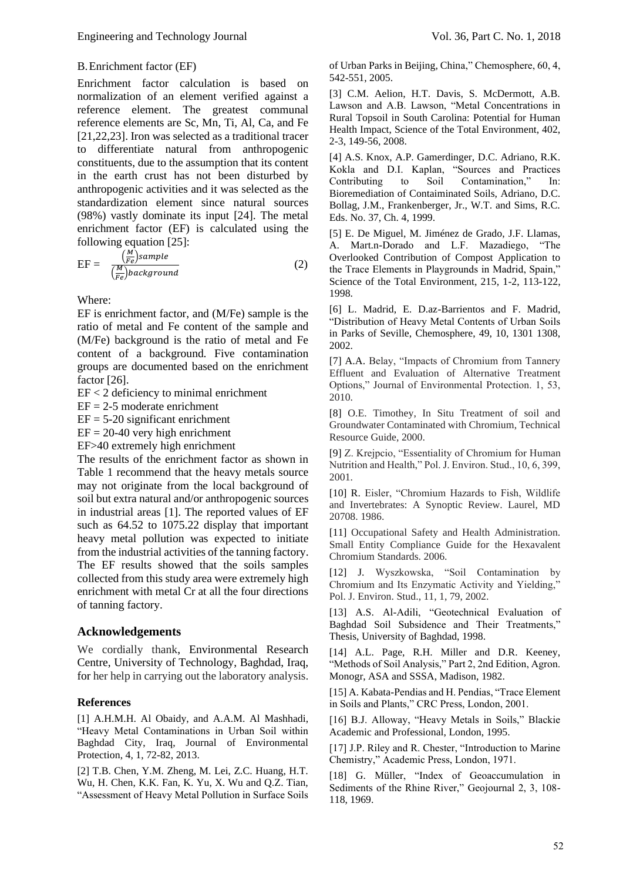### B. Enrichment factor (EF)

Enrichment factor calculation is based on normalization of an element verified against a reference element. The greatest communal reference elements are Sc, Mn, Ti, Al, Ca, and Fe [21,22,23]. Iron was selected as a traditional tracer to differentiate natural from anthropogenic constituents, due to the assumption that its content in the earth crust has not been disturbed by anthropogenic activities and it was selected as the standardization element since natural sources (98%) vastly dominate its input [24]. The metal enrichment factor (EF) is calculated using the following equation [25]:

$$EF = \frac{\left(\frac{M}{Fe}\right)sample}{\left(\frac{M}{Fe}\right)background} \quad (2)$$

Where:

EF is enrichment factor, and (M/Fe) sample is the ratio of metal and Fe content of the sample and (M/Fe) background is the ratio of metal and Fe content of a background. Five contamination groups are documented based on the enrichment factor [26].

EF < 2 deficiency to minimal enrichment

EF = 2-5 moderate enrichment

EF = 5-20 significant enrichment

EF = 20-40 very high enrichment

EF>40 extremely high enrichment

The results of the enrichment factor as shown in Table 1 recommend that the heavy metals source may not originate from the local background of soil but extra natural and/or anthropogenic sources in industrial areas [1]. The reported values of EF such as 64.52 to 1075.22 display that important heavy metal pollution was expected to initiate from the industrial activities of the tanning factory. The EF results showed that the soils samples collected from this study area were extremely high enrichment with metal Cr at all the four directions of tanning factory.

## Acknowledgements

We cordially thank, Environmental Research Centre, University of Technology, Baghdad, Iraq, for her help in carrying out the laboratory analysis.

### References

[1] A.H.M.H. Al Obaidy, and A.A.M. Al Mashhadi, "Heavy Metal Contaminations in Urban Soil within Baghdad City, Iraq, Journal of Environmental Protection, 4, 1, 72-82, 2013.

[2] T.B. Chen, Y.M. Zheng, M. Lei, Z.C. Huang, H.T. Wu, H. Chen, K.K. Fan, K. Yu, X. Wu and Q.Z. Tian, "Assessment of Heavy Metal Pollution in Surface Soils of Urban Parks in Beijing, China," Chemosphere, 60, 4, 542-551, 2005.

[3] C.M. Aelion, H.T. Davis, S. McDermott, A.B. Lawson and A.B. Lawson, "Metal Concentrations in Rural Topsoil in South Carolina: Potential for Human Health Impact, Science of the Total Environment, 402, 2-3, 149-56, 2008.

[4] A.S. Knox, A.P. Gamerdinger, D.C. Adriano, R.K. Kokla and D.I. Kaplan, "Sources and Practices Contributing to Soil Contamination," In: Bioremediation of Contaiminated Soils, Adriano, D.C. Bollag, J.M., Frankenberger, Jr., W.T. and Sims, R.C. Eds. No. 37, Ch. 4, 1999.

[5] E. De Miguel, M. Jiménez de Grado, J.F. Llamas, A. Mart.n-Dorado and L.F. Mazadiego, "The Overlooked Contribution of Compost Application to the Trace Elements in Playgrounds in Madrid, Spain," Science of the Total Environment, 215, 1-2, 113-122, 1998.

[6] L. Madrid, E. D.az-Barrientos and F. Madrid, "Distribution of Heavy Metal Contents of Urban Soils in Parks of Seville, Chemosphere, 49, 10, 1301 1308, 2002.

[7] A.A. Belay, "Impacts of Chromium from Tannery Effluent and Evaluation of Alternative Treatment Options," Journal of Environmental Protection. 1, 53, 2010.

[8] O.E. Timothey, In Situ Treatment of soil and Groundwater Contaminated with Chromium, Technical Resource Guide, 2000.

[9] Z. Krejpcio, "Essentiality of Chromium for Human Nutrition and Health," Pol. J. Environ. Stud., 10, 6, 399, 2001.

[10] R. Eisler, "Chromium Hazards to Fish, Wildlife and Invertebrates: A Synoptic Review. Laurel, MD 20708. 1986.

[11] Occupational Safety and Health Administration. Small Entity Compliance Guide for the Hexavalent Chromium Standards. 2006.

[12] J. Wyszkowska, "Soil Contamination by Chromium and Its Enzymatic Activity and Yielding," Pol. J. Environ. Stud., 11, 1, 79, 2002.

[13] A.S. Al-Adili, "Geotechnical Evaluation of Baghdad Soil Subsidence and Their Treatments," Thesis, University of Baghdad, 1998.

[14] A.L. Page, R.H. Miller and D.R. Keeney, "Methods of Soil Analysis," Part 2, 2nd Edition, Agron. Monogr, ASA and SSSA, Madison, 1982.

[15] A. Kabata-Pendias and H. Pendias, "Trace Element in Soils and Plants," CRC Press, London, 2001.

[16] B.J. Alloway, "Heavy Metals in Soils," Blackie Academic and Professional, London, 1995.

[17] J.P. Riley and R. Chester, "Introduction to Marine Chemistry," Academic Press, London, 1971.

[18] G. Müller, "Index of Geoaccumulation in Sediments of the Rhine River," Geojournal 2, 3, 108-118, 1969.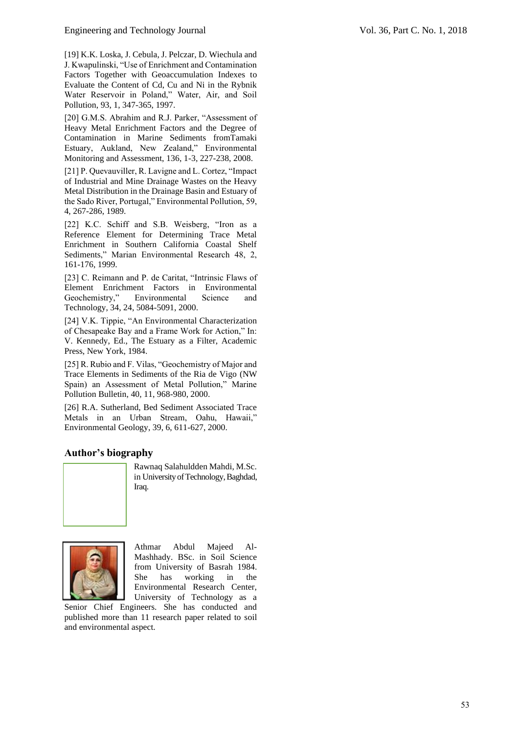[19] K.K. Loska, J. Cebula, J. Pelczar, D. Wiechula and J. Kwapulinski, "Use of Enrichment and Contamination Factors Together with Geoaccumulation Indexes to Evaluate the Content of Cd, Cu and Ni in the Rybnik Water Reservoir in Poland," Water, Air, and Soil Pollution, 93, 1, 347-365, 1997.

[20] G.M.S. Abrahim and R.J. Parker, "Assessment of Heavy Metal Enrichment Factors and the Degree of Contamination in Marine Sediments fromTamaki Estuary, Aukland, New Zealand," Environmental Monitoring and Assessment, 136, 1-3, 227-238, 2008.

[21] P. Quevauviller, R. Lavigne and L. Cortez, "Impact of Industrial and Mine Drainage Wastes on the Heavy Metal Distribution in the Drainage Basin and Estuary of the Sado River, Portugal," Environmental Pollution, 59, 4, 267-286, 1989.

[22] K.C. Schiff and S.B. Weisberg, "Iron as a Reference Element for Determining Trace Metal Enrichment in Southern California Coastal Shelf Sediments," Marian Environmental Research 48, 2, 161-176, 1999.

[23] C. Reimann and P. de Caritat, "Intrinsic Flaws of Element Enrichment Factors in Environmental Geochemistry," Environmental Science and Technology, 34, 24, 5084-5091, 2000.

[24] V.K. Tippie, "An Environmental Characterization of Chesapeake Bay and a Frame Work for Action," In: V. Kennedy, Ed., The Estuary as a Filter, Academic Press, New York, 1984.

[25] R. Rubio and F. Vilas, "Geochemistry of Major and Trace Elements in Sediments of the Ria de Vigo (NW Spain) an Assessment of Metal Pollution," Marine Pollution Bulletin, 40, 11, 968-980, 2000.

[26] R.A. Sutherland, Bed Sediment Associated Trace Metals in an Urban Stream, Oahu, Hawaii," Environmental Geology, 39, 6, 611-627, 2000.

## Author's biography

Rawnaq Salahuldden Mahdi, M.Sc. in University of Technology, Baghdad, Iraq.

Athmar Abdul Majeed Al-Mashhady. BSc. in Soil Science from University of Basrah 1984. She has working in the Environmental Research Center, University of Technology as a Senior Chief Engineers. She has conducted and published more than 11 research paper related to soil and environmental aspect.